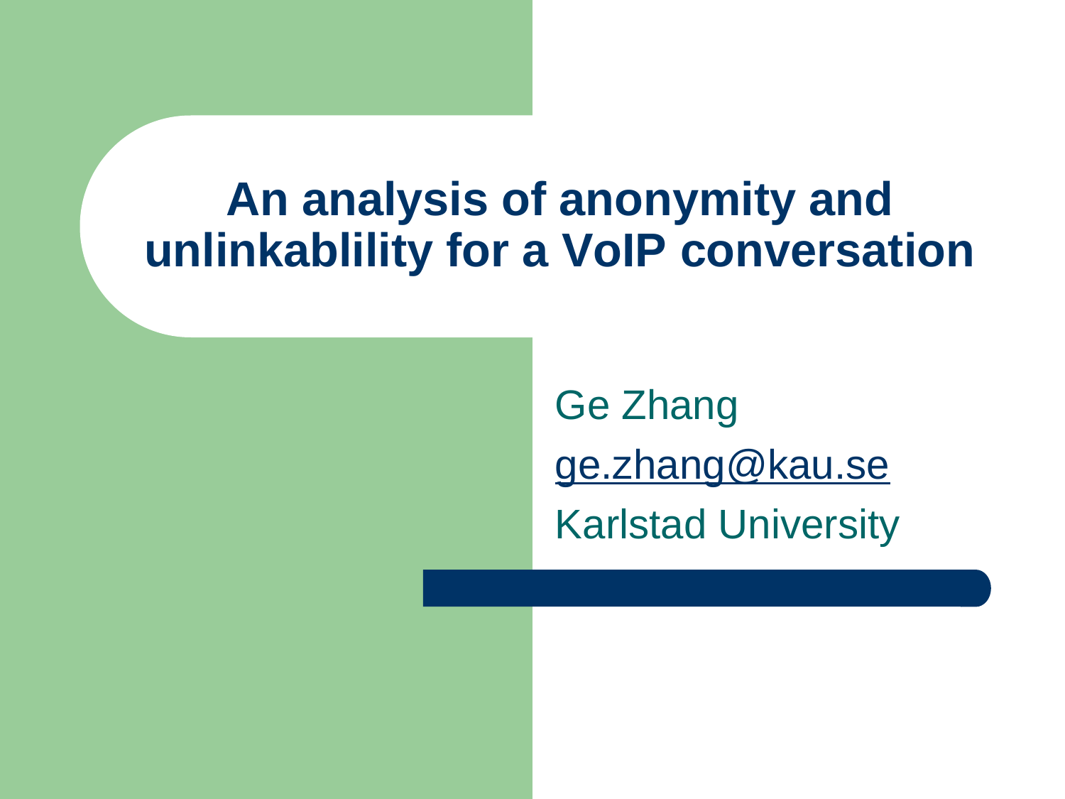# An analysis of anonymity and unlinkablility for a VoIP conversation

Ge Zhang

ge.zhang@kau.se

Karlstad University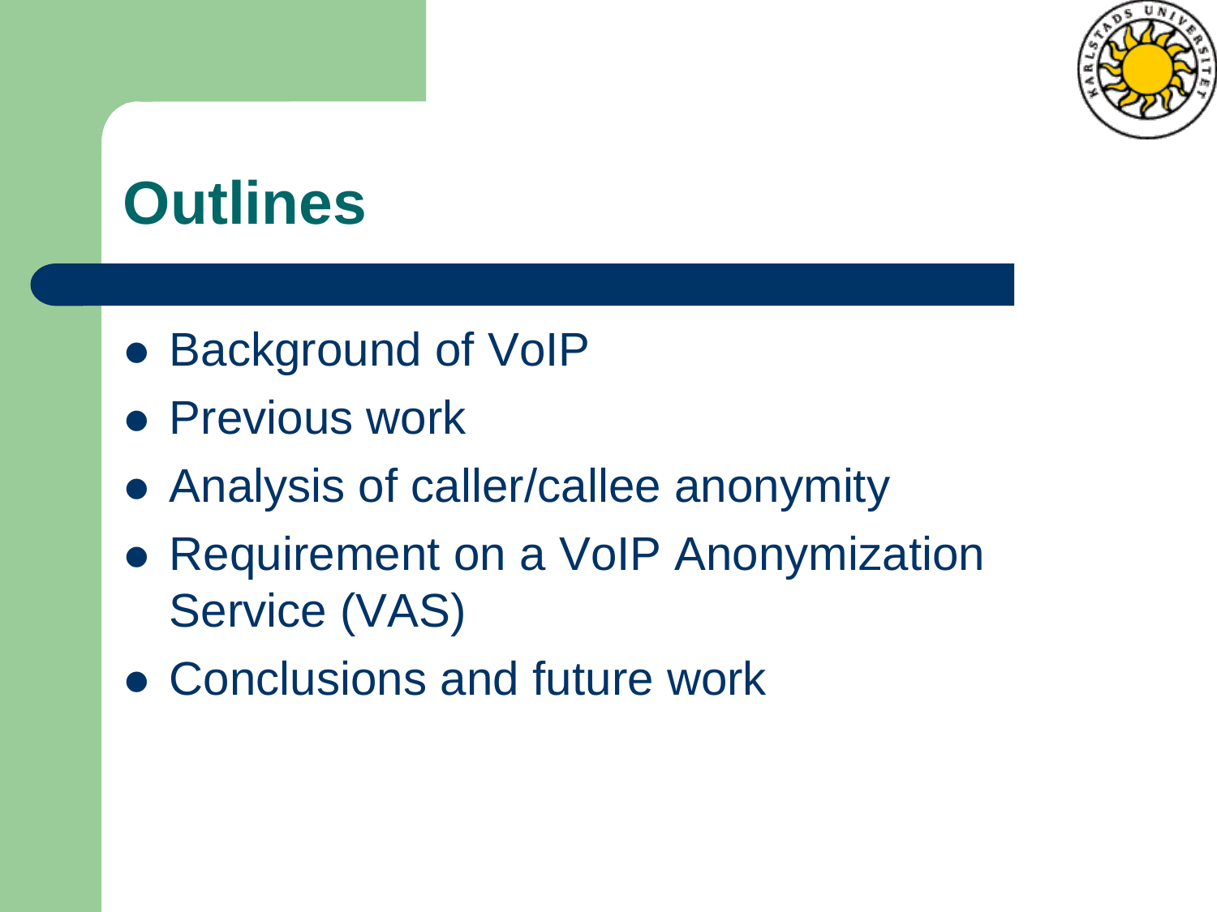# Outlines

- Background of VoIP
- Previous work
- Analysis of caller/callee anonymity
- Requirement on a VoIP Anonymization Service (VAS)
- Conclusions and future work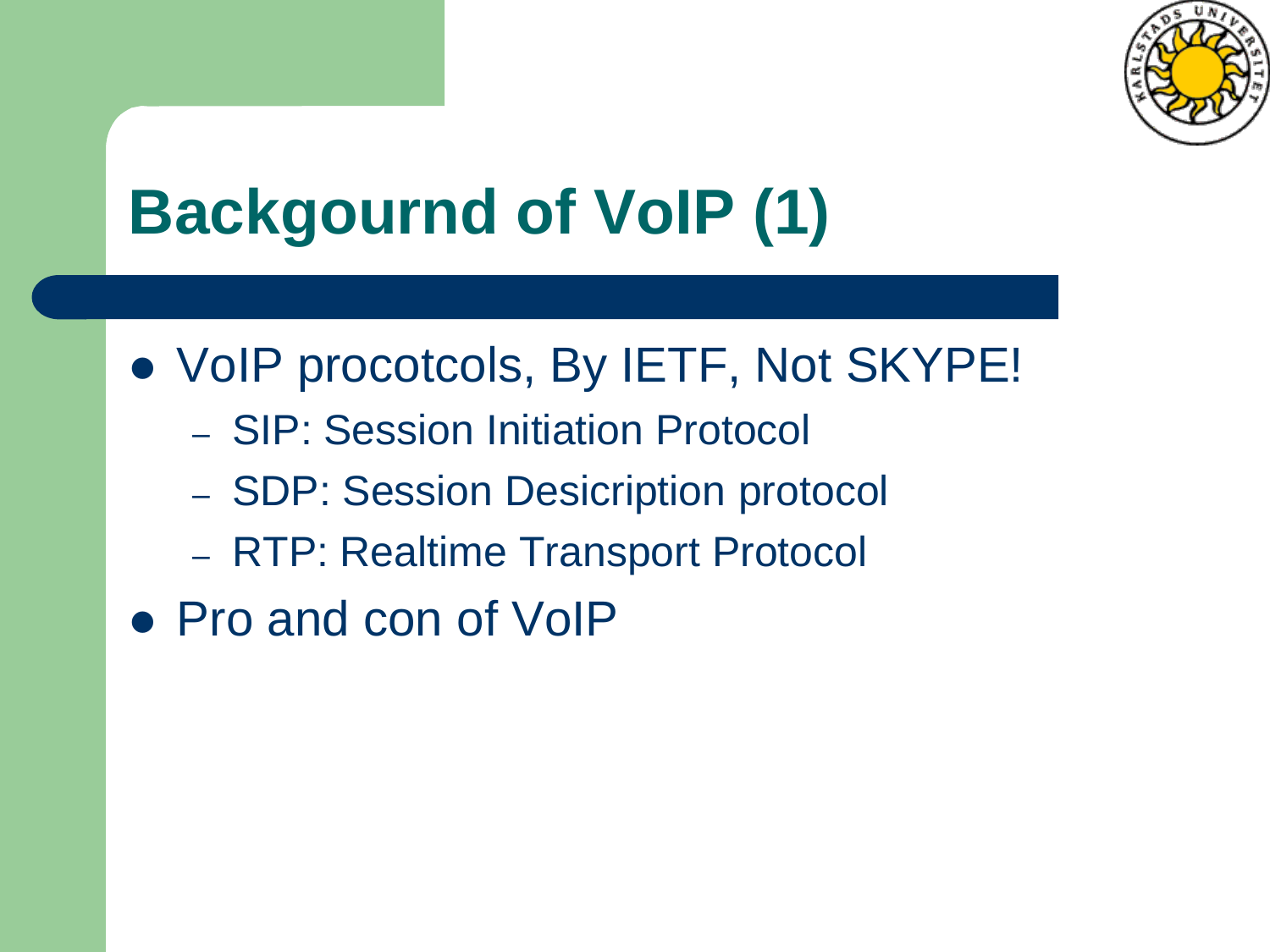# Backgournd of VoIP (1)

- VoIP procotcols, By IETF, Not SKYPE!
  - SIP: Session Initiation Protocol
  - SDP: Session Desicription protocol
  - RTP: Realtime Transport Protocol
- Pro and con of VoIP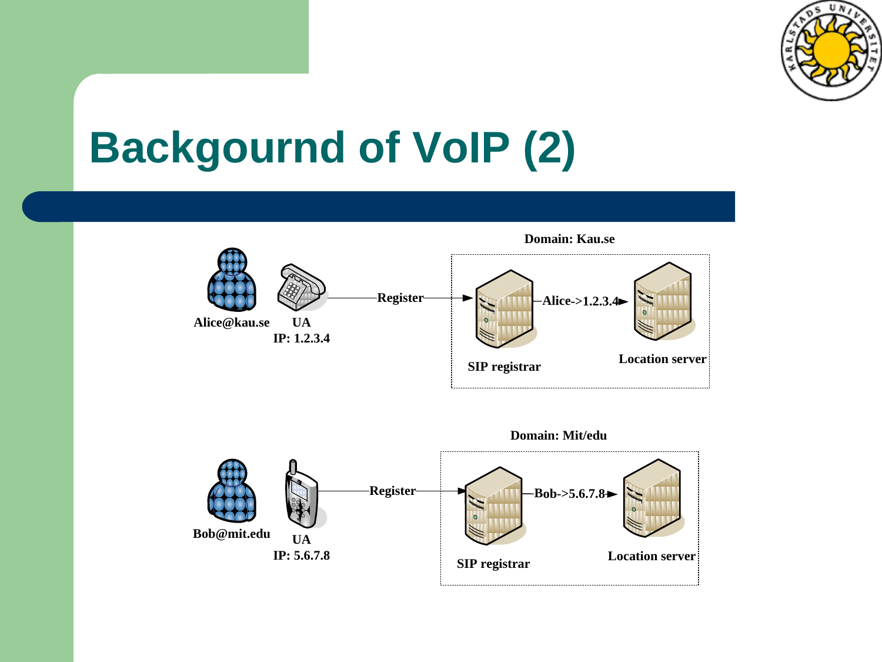# Backgournd of VoIP (2)

Domain: Kau.se

Alice@kau.se

UA
IP: 1.2.3.4

Register

Alice->1.2.3.4

SIP registrar

Location server

Domain: Mit/edu

Bob@mit.edu

UA
IP: 5.6.7.8

Register

Bob->5.6.7.8

SIP registrar

Location server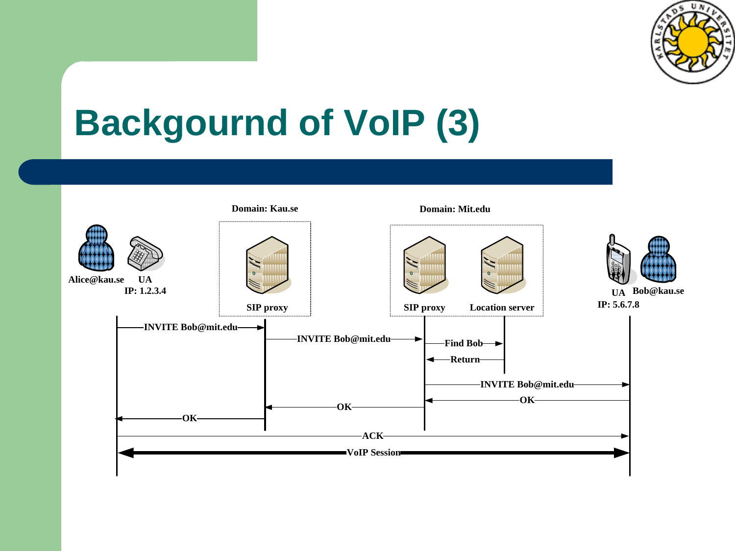# Backgournd of VoIP (3)

Domain: Kau.se

Domain: Mit.edu

Alice@kau.se UA IP: 1.2.3.4

SIP proxy

SIP proxy

Location server

UA IP: 5.6.7.8 Bob@kau.se

INVITE Bob@mit.edu

INVITE Bob@mit.edu

Find Bob

Return

INVITE Bob@mit.edu

OK

OK

OK

ACK

VoIP Session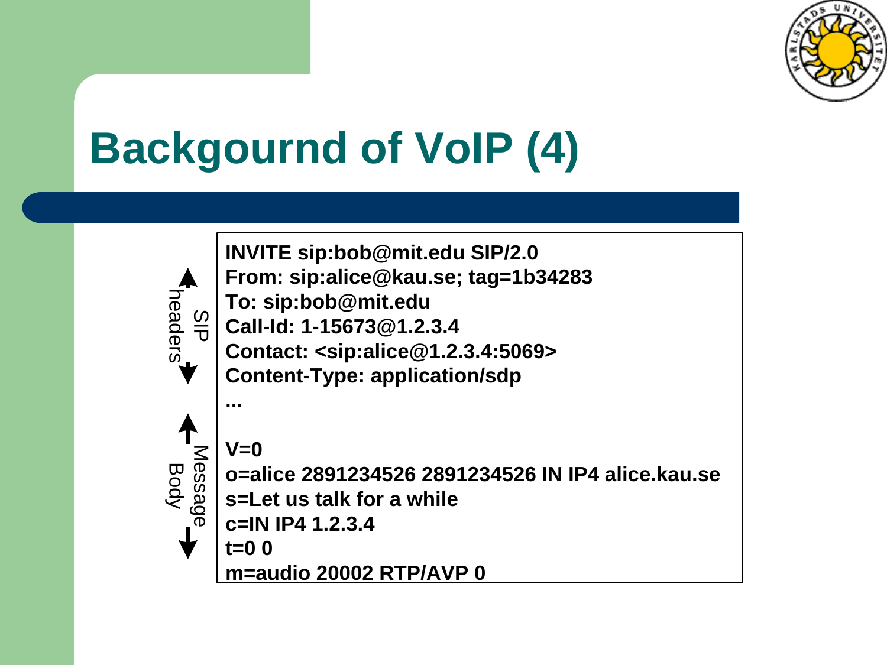# Backgournd of VoIP (4)

SIP headers

```
INVITE sip:bob@mit.edu SIP/2.0
From: sip:alice@kau.se; tag=1b34283
To: sip:bob@mit.edu
Call-Id: 1-15673@1.2.3.4
Contact: <sip:alice@1.2.3.4:5069>
Content-Type: application/sdp
...
```

Message Body

```
V=0
o=alice 2891234526 2891234526 IN IP4 alice.kau.se
s=Let us talk for a while
c=IN IP4 1.2.3.4
t=0 0
m=audio 20002 RTP/AVP 0
```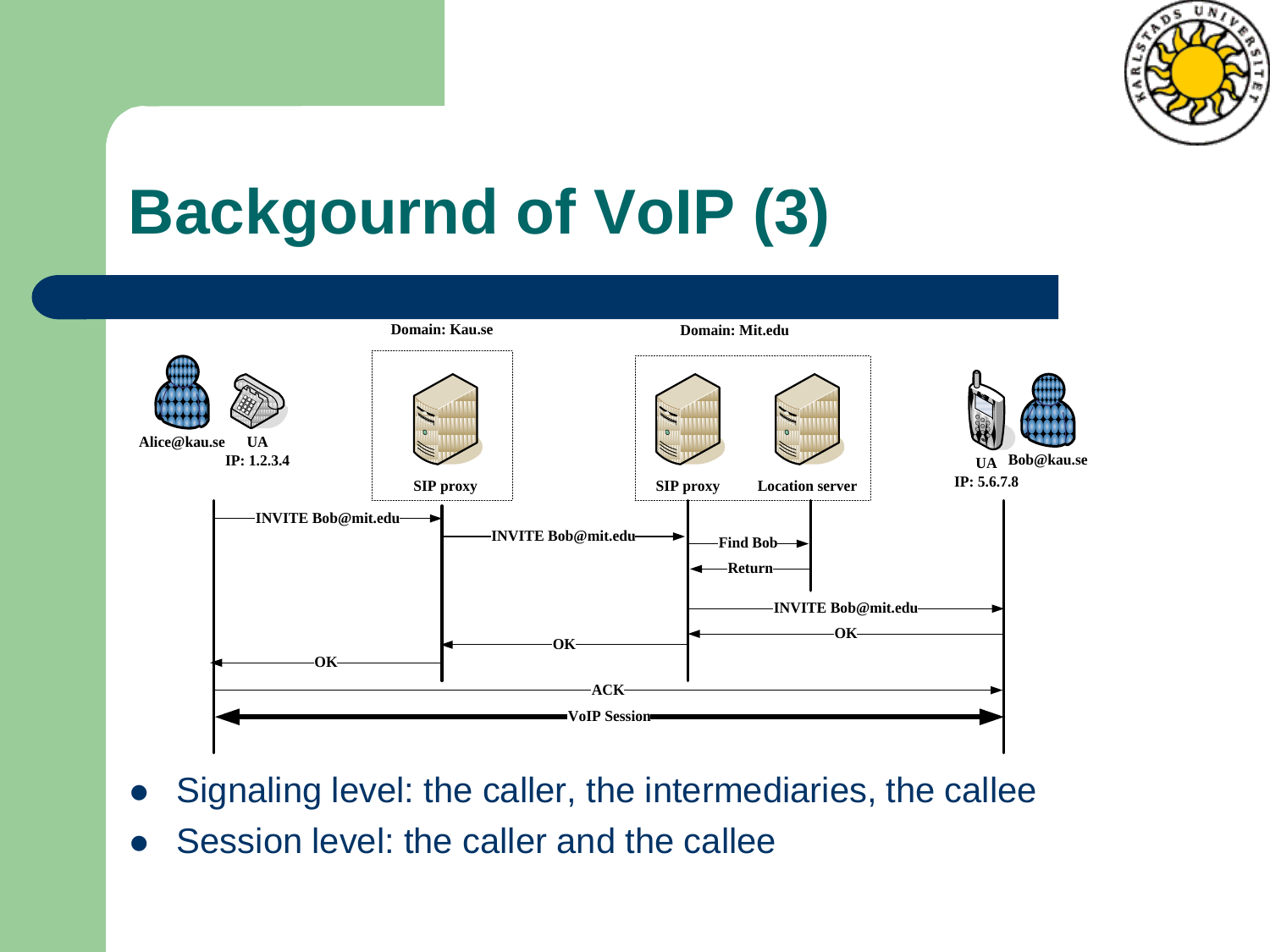# Backgournd of VoIP (3)

Domain: Kau.se

Domain: Mit.edu

Alice@kau.se UA
IP: 1.2.3.4

SIP proxy

SIP proxy Location server

UA Bob@kau.se
IP: 5.6.7.8

INVITE Bob@mit.edu

INVITE Bob@mit.edu

Find Bob

Return

INVITE Bob@mit.edu

OK

OK

OK

ACK

VoIP Session

- Signaling level: the caller, the intermediaries, the callee
- Session level: the caller and the callee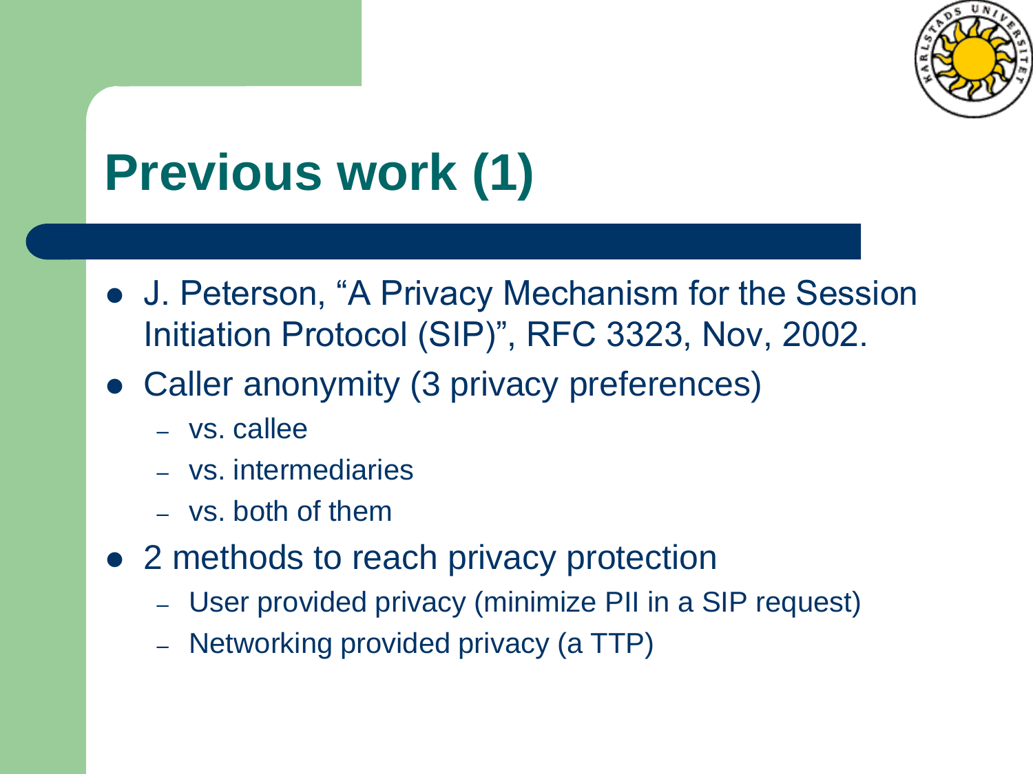# Previous work (1)

- J. Peterson, “A Privacy Mechanism for the Session Initiation Protocol (SIP)”, RFC 3323, Nov, 2002.
- Caller anonymity (3 privacy preferences)
  - vs. callee
  - vs. intermediaries
  - vs. both of them
- 2 methods to reach privacy protection
  - User provided privacy (minimize PII in a SIP request)
  - Networking provided privacy (a TTP)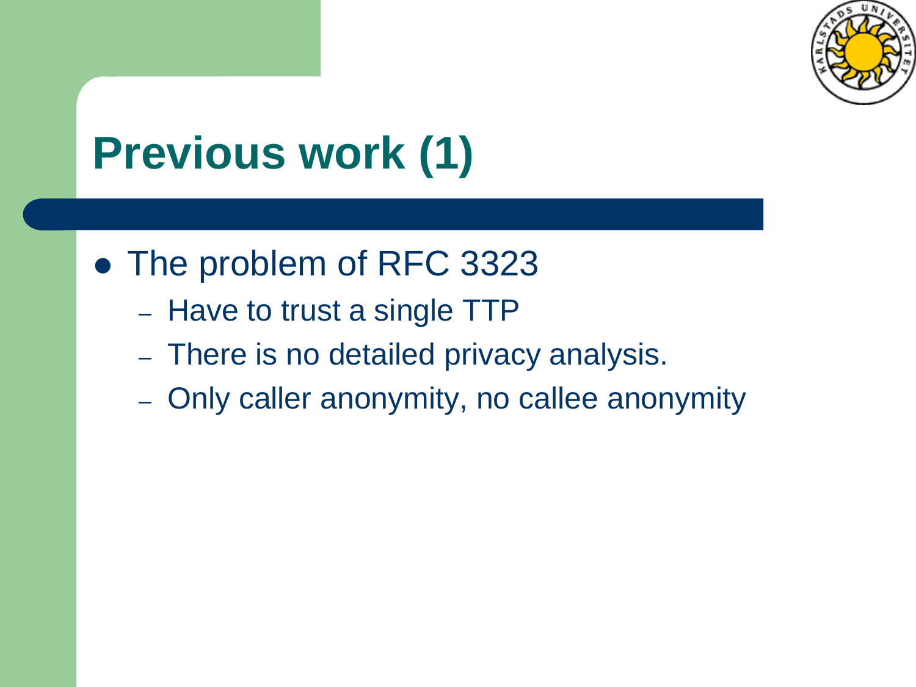# Previous work (1)

- The problem of RFC 3323
  - Have to trust a single TTP
  - There is no detailed privacy analysis.
  - Only caller anonymity, no callee anonymity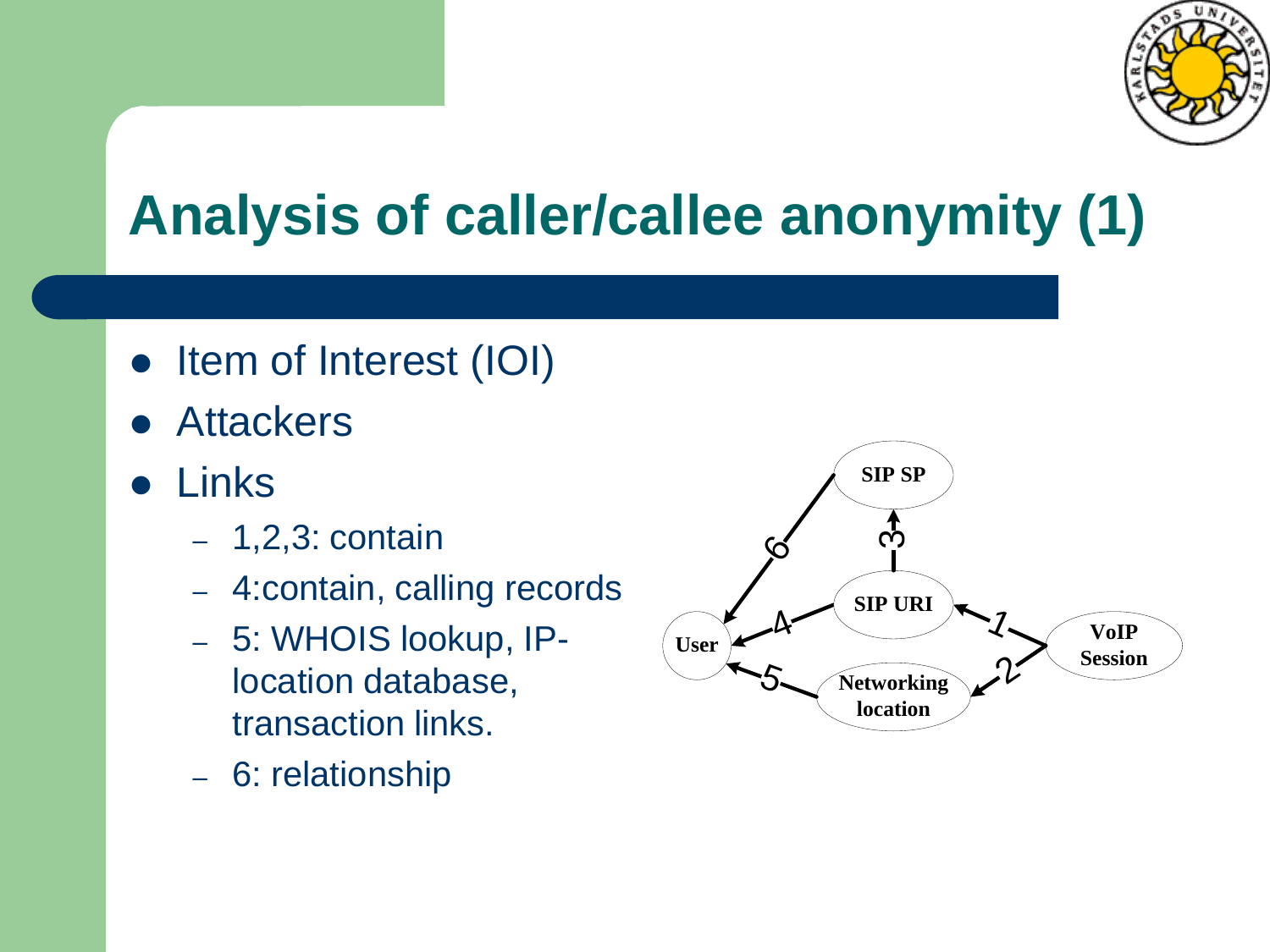# Analysis of caller/callee anonymity (1)

- Item of Interest (IOI)
- Attackers
- Links
  - 1,2,3: contain
  - 4:contain, calling records
  - 5: WHOIS lookup, IP-location database, transaction links.
  - 6: relationship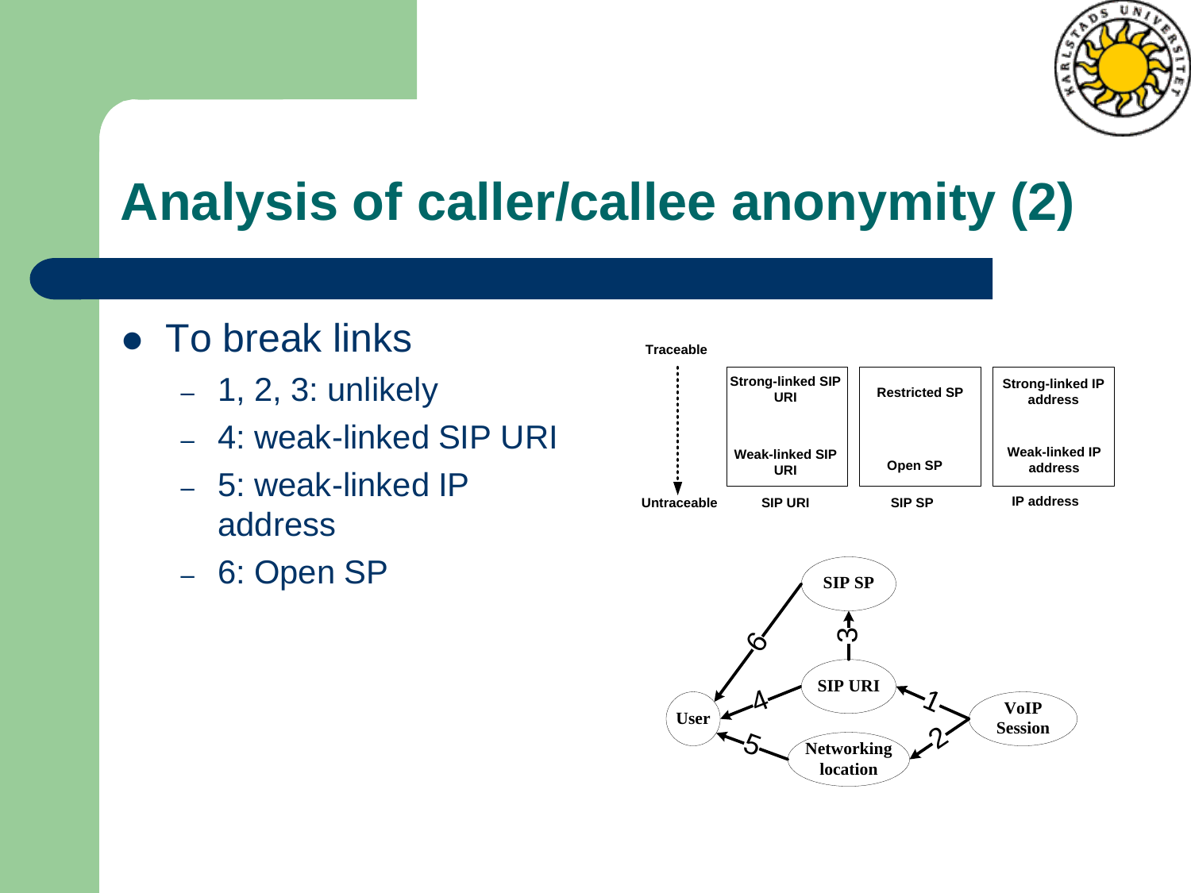# Analysis of caller/callee anonymity (2)

- To break links
  - 1, 2, 3: unlikely
  - 4: weak-linked SIP URI
  - 5: weak-linked IP address
  - 6: Open SP

| Traceable ↓ Untraceable | SIP URI | SIP SP | IP address |
|---|---|---|---|
| Traceable | Strong-linked SIP URI | Restricted SP | Strong-linked IP address |
| Untraceable | Weak-linked SIP URI | Open SP | Weak-linked IP address |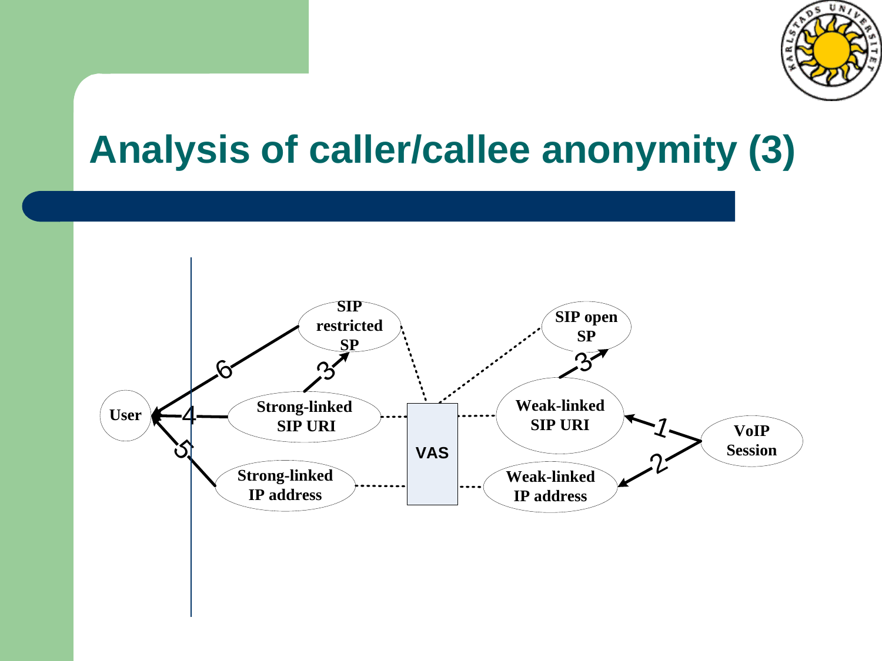# Analysis of caller/callee anonymity (3)

User

Strong-linked SIP URI

Strong-linked IP address

SIP restricted SP

VAS

SIP open SP

Weak-linked SIP URI

Weak-linked IP address

VoIP Session

1 2 3 3 4 5 6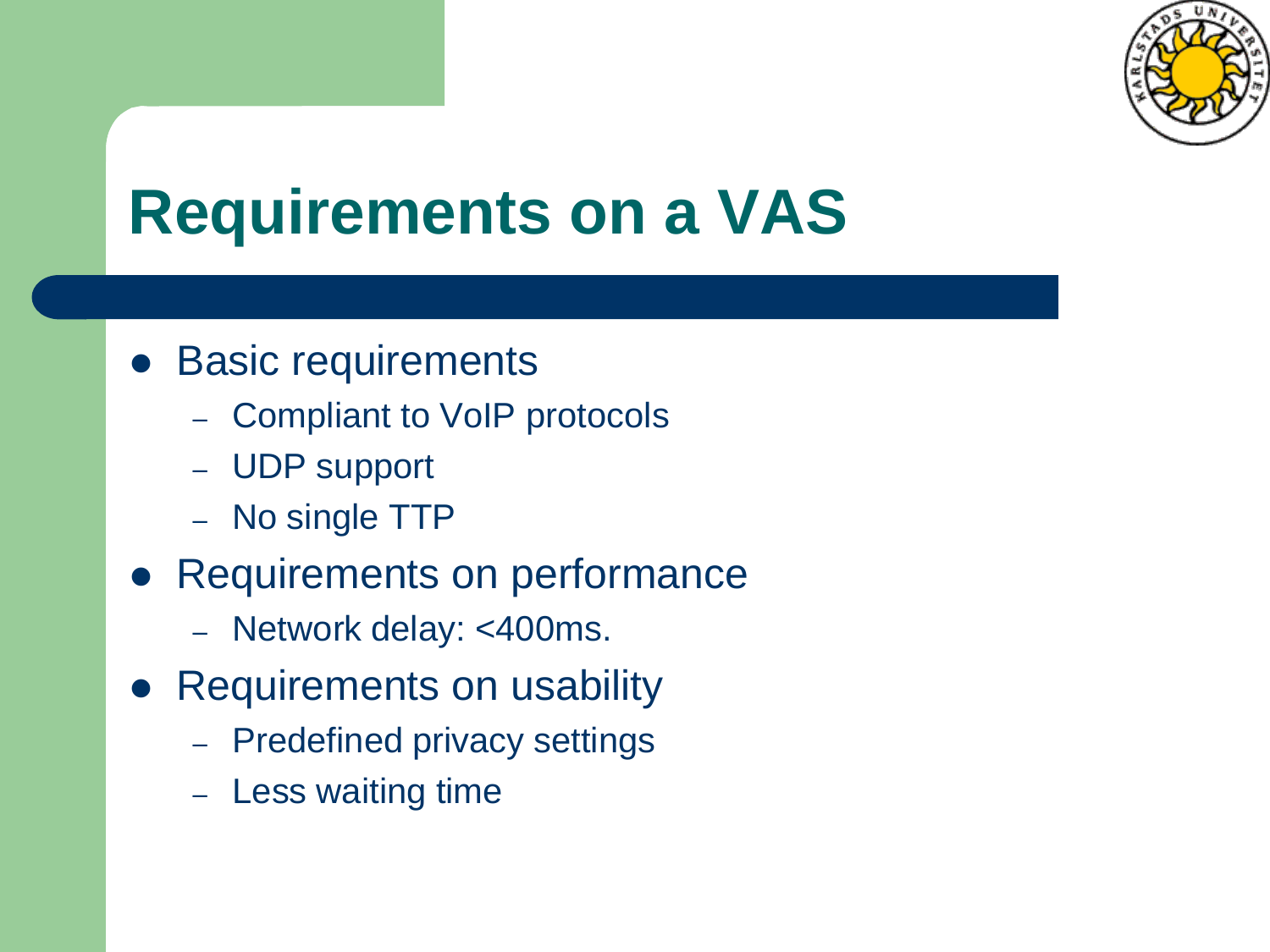# Requirements on a VAS

- Basic requirements
  - Compliant to VoIP protocols
  - UDP support
  - No single TTP
- Requirements on performance
  - Network delay: <400ms.
- Requirements on usability
  - Predefined privacy settings
  - Less waiting time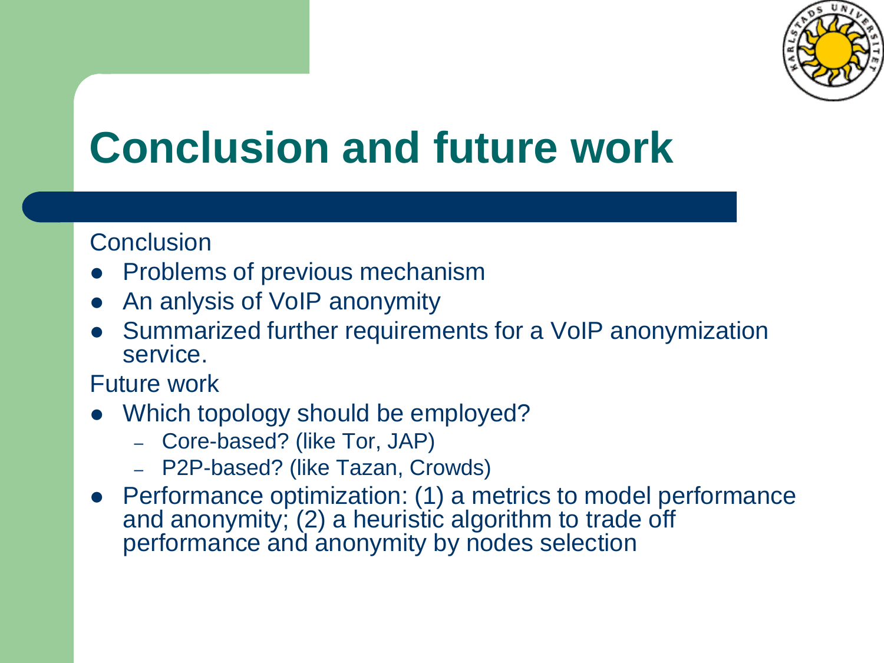# Conclusion and future work

Conclusion

- Problems of previous mechanism
- An anlysis of VoIP anonymity
- Summarized further requirements for a VoIP anonymization service.

Future work

- Which topology should be employed?
  - Core-based? (like Tor, JAP)
  - P2P-based? (like Tazan, Crowds)
- Performance optimization: (1) a metrics to model performance and anonymity; (2) a heuristic algorithm to trade off performance and anonymity by nodes selection